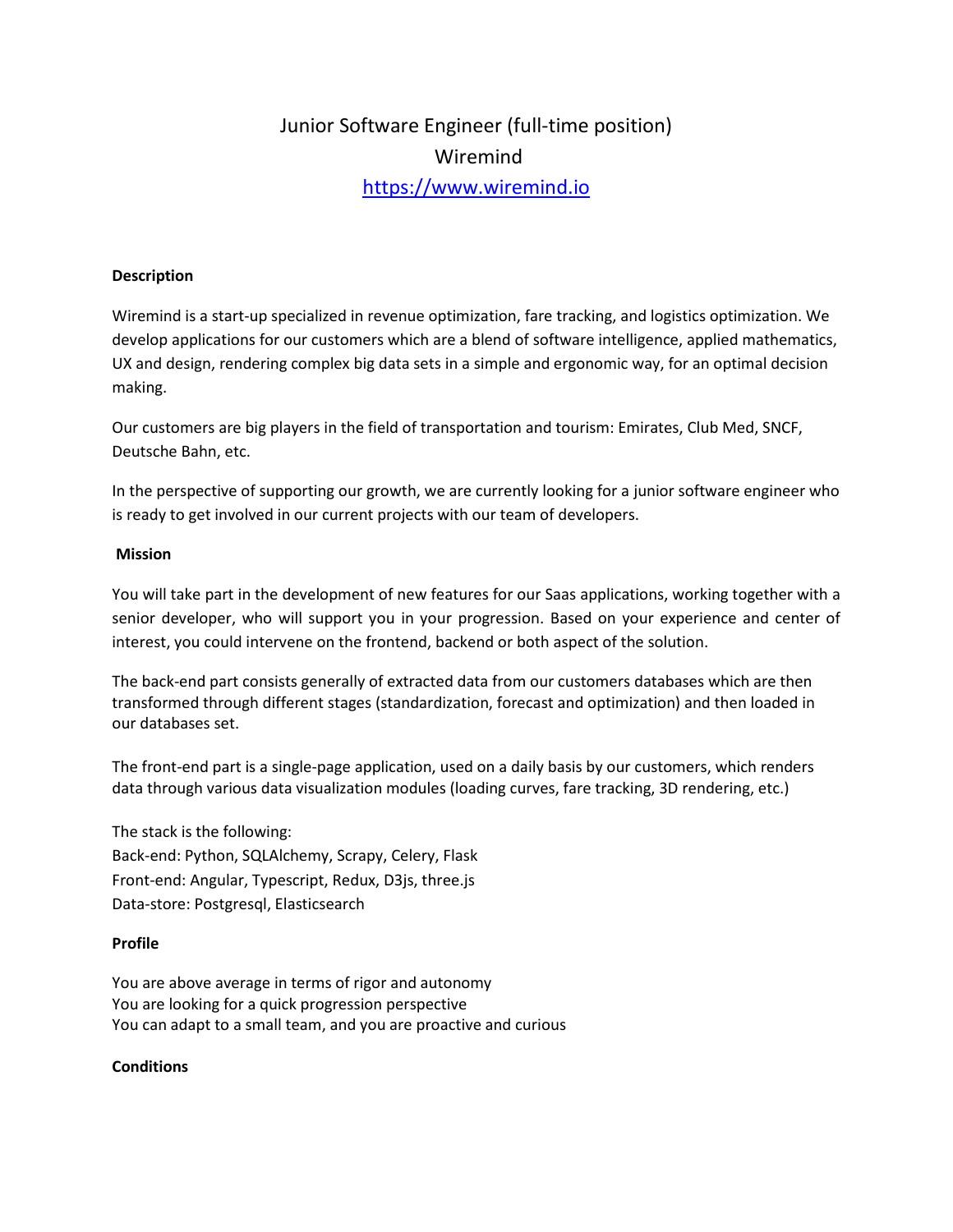# Junior Software Engineer (full-time position)

## Wiremind

[https://www.wiremind.io](https://www.wiremind.io)

**Description**

Wiremind is a start-up specialized in revenue optimization, fare tracking, and logistics optimization. We develop applications for our customers which are a blend of software intelligence, applied mathematics, UX and design, rendering complex big data sets in a simple and ergonomic way, for an optimal decision making.

Our customers are big players in the field of transportation and tourism: Emirates, Club Med, SNCF, Deutsche Bahn, etc.

In the perspective of supporting our growth, we are currently looking for a junior software engineer who is ready to get involved in our current projects with our team of developers.

**Mission**

You will take part in the development of new features for our Saas applications, working together with a senior developer, who will support you in your progression. Based on your experience and center of interest, you could intervene on the frontend, backend or both aspect of the solution.

The back-end part consists generally of extracted data from our customers databases which are then transformed through different stages (standardization, forecast and optimization) and then loaded in our databases set.

The front-end part is a single-page application, used on a daily basis by our customers, which renders data through various data visualization modules (loading curves, fare tracking, 3D rendering, etc.)

The stack is the following:
Back-end: Python, SQLAlchemy, Scrapy, Celery, Flask
Front-end: Angular, Typescript, Redux, D3js, three.js
Data-store: Postgresql, Elasticsearch

**Profile**

You are above average in terms of rigor and autonomy
You are looking for a quick progression perspective
You can adapt to a small team, and you are proactive and curious

**Conditions**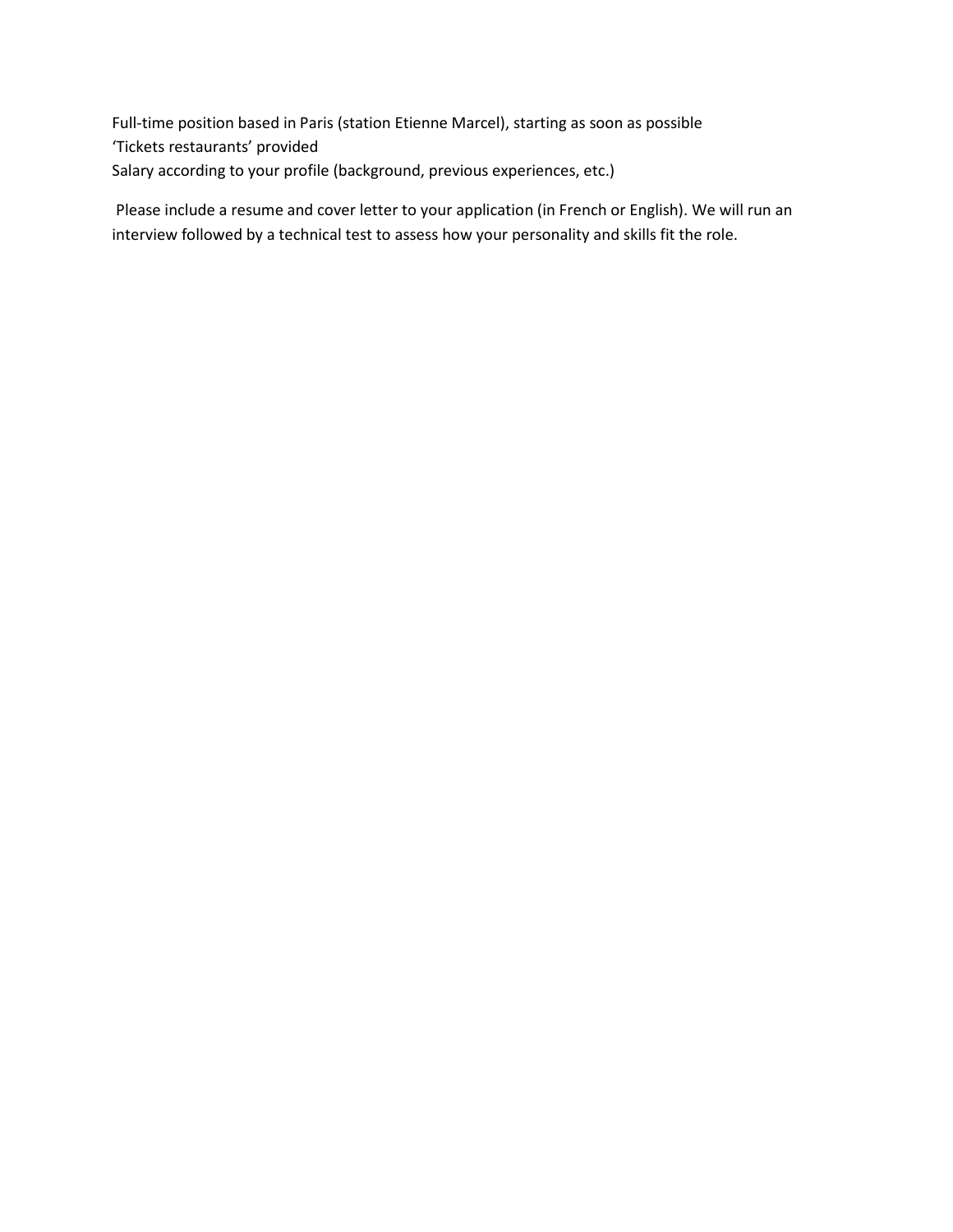Full-time position based in Paris (station Etienne Marcel), starting as soon as possible
‘Tickets restaurants’ provided
Salary according to your profile (background, previous experiences, etc.)

Please include a resume and cover letter to your application (in French or English). We will run an interview followed by a technical test to assess how your personality and skills fit the role.